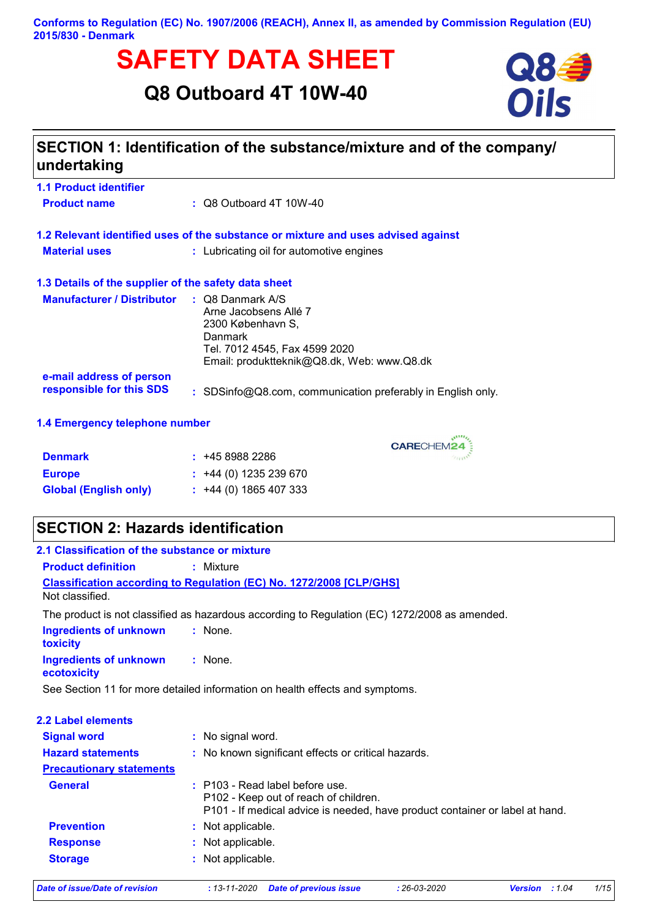Conforms to Regulation (EC) No. 1907/2006 (REACH), Annex II, as amended by Commission Regulation (EU) 2015/830 - Denmark

# SAFETY DATA SHEET

## Q8 Outboard 4T 10W-40

## SECTION 1: Identification of the substance/mixture and of the company/ undertaking

### 1.1 Product identifier

**Product name** : Q8 Outboard 4T 10W-40

### 1.2 Relevant identified uses of the substance or mixture and uses advised against

**Material uses** : Lubricating oil for automotive engines

### 1.3 Details of the supplier of the safety data sheet

**Manufacturer / Distributor** : Q8 Danmark A/S
Arne Jacobsens Allé 7
2300 København S,
Danmark
Tel. 7012 4545, Fax 4599 2020
Email: produktteknik@Q8.dk, Web: www.Q8.dk

**e-mail address of person responsible for this SDS** : SDSinfo@Q8.com, communication preferably in English only.

### 1.4 Emergency telephone number

CARECHEM24

**Denmark** : +45 8988 2286
**Europe** : +44 (0) 1235 239 670
**Global (English only)** : +44 (0) 1865 407 333

## SECTION 2: Hazards identification

### 2.1 Classification of the substance or mixture

**Product definition** : Mixture

**Classification according to Regulation (EC) No. 1272/2008 [CLP/GHS]**

Not classified.

The product is not classified as hazardous according to Regulation (EC) 1272/2008 as amended.

**Ingredients of unknown toxicity** : None.

**Ingredients of unknown ecotoxicity** : None.

See Section 11 for more detailed information on health effects and symptoms.

### 2.2 Label elements

**Signal word** : No signal word.

**Hazard statements** : No known significant effects or critical hazards.

**Precautionary statements**

**General** : P103 - Read label before use.
P102 - Keep out of reach of children.
P101 - If medical advice is needed, have product container or label at hand.

**Prevention** : Not applicable.

**Response** : Not applicable.

**Storage** : Not applicable.

*Date of issue/Date of revision* : 13-11-2020 *Date of previous issue* : 26-03-2020 *Version* : 1.04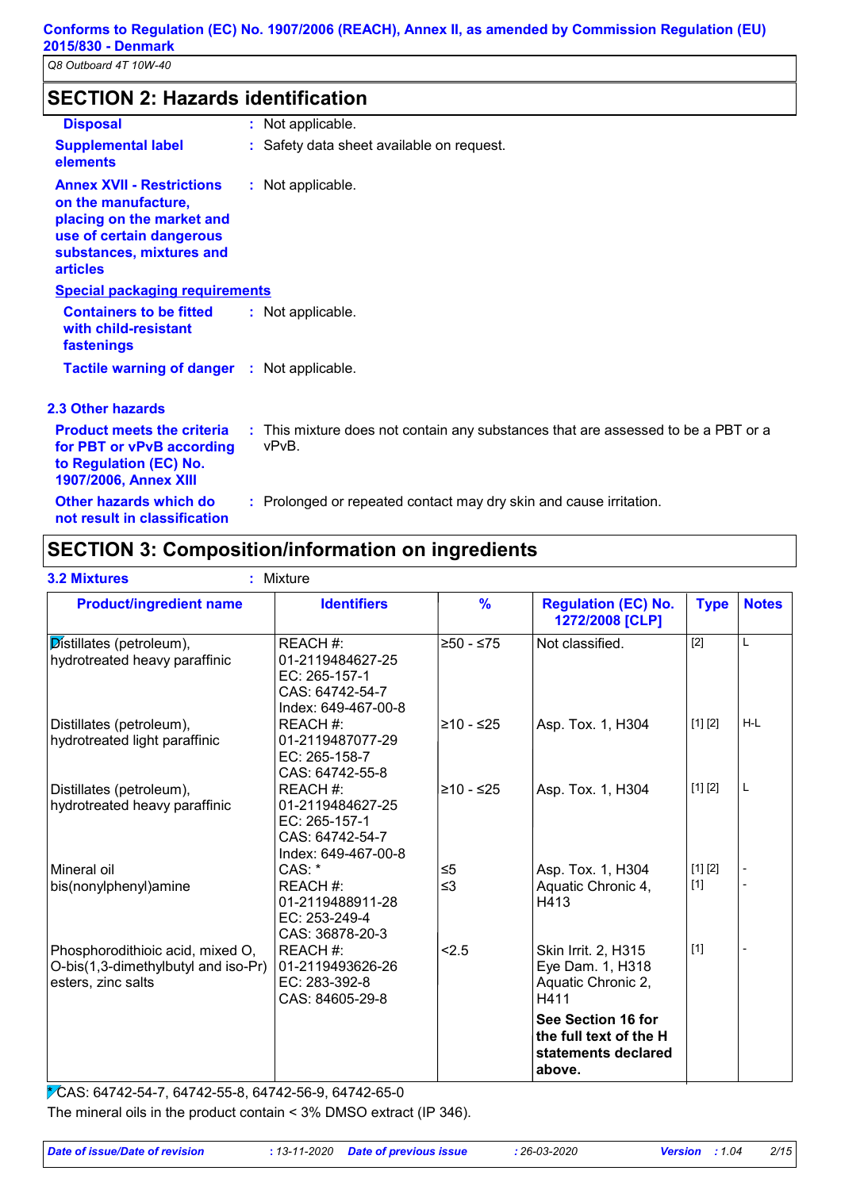## SECTION 2: Hazards identification

**Disposal** : Not applicable.

**Supplemental label elements** : Safety data sheet available on request.

**Annex XVII - Restrictions on the manufacture, placing on the market and use of certain dangerous substances, mixtures and articles** : Not applicable.

**Special packaging requirements**

**Containers to be fitted with child-resistant fastenings** : Not applicable.

**Tactile warning of danger** : Not applicable.

### 2.3 Other hazards

**Product meets the criteria for PBT or vPvB according to Regulation (EC) No. 1907/2006, Annex XIII** : This mixture does not contain any substances that are assessed to be a PBT or a vPvB.

**Other hazards which do not result in classification** : Prolonged or repeated contact may dry skin and cause irritation.

## SECTION 3: Composition/information on ingredients

**3.2 Mixtures** : Mixture

| Product/ingredient name | Identifiers | % | Regulation (EC) No. 1272/2008 [CLP] | Type | Notes |
|---|---|---|---|---|---|
| Distillates (petroleum), hydrotreated heavy paraffinic | REACH #: 01-2119484627-25<br>EC: 265-157-1<br>CAS: 64742-54-7<br>Index: 649-467-00-8 | ≥50 - ≤75 | Not classified. | [2] | L |
| Distillates (petroleum), hydrotreated light paraffinic | REACH #: 01-2119487077-29<br>EC: 265-158-7<br>CAS: 64742-55-8 | ≥10 - ≤25 | Asp. Tox. 1, H304 | [1] [2] | H-L |
| Distillates (petroleum), hydrotreated heavy paraffinic | REACH #: 01-2119484627-25<br>EC: 265-157-1<br>CAS: 64742-54-7<br>Index: 649-467-00-8 | ≥10 - ≤25 | Asp. Tox. 1, H304 | [1] [2] | L |
| Mineral oil | CAS: * | ≤5 | Asp. Tox. 1, H304 | [1] [2] | - |
| bis(nonylphenyl)amine | REACH #: 01-2119488911-28<br>EC: 253-249-4<br>CAS: 36878-20-3 | ≤3 | Aquatic Chronic 4, H413 | [1] | - |
| Phosphorodithioic acid, mixed O, O-bis(1,3-dimethylbutyl and iso-Pr) esters, zinc salts | REACH #: 01-2119493626-26<br>EC: 283-392-8<br>CAS: 84605-29-8 | <2.5 | Skin Irrit. 2, H315<br>Eye Dam. 1, H318<br>Aquatic Chronic 2, H411 | [1] | - |
| | | | **See Section 16 for the full text of the H statements declared above.** | | |

*CAS: 64742-54-7, 64742-55-8, 64742-56-9, 64742-65-0

The mineral oils in the product contain < 3% DMSO extract (IP 346).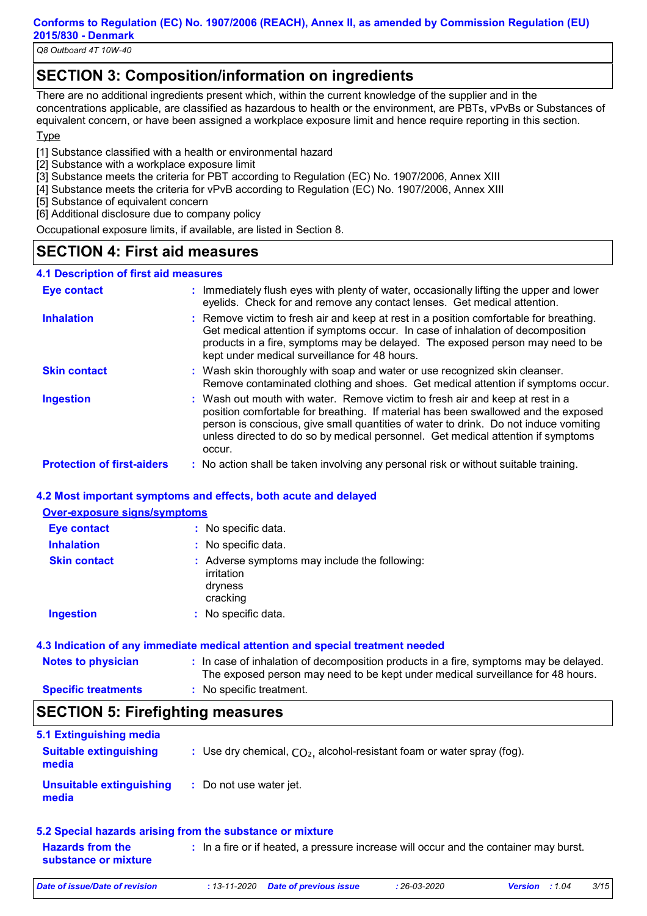## SECTION 3: Composition/information on ingredients

There are no additional ingredients present which, within the current knowledge of the supplier and in the concentrations applicable, are classified as hazardous to health or the environment, are PBTs, vPvBs or Substances of equivalent concern, or have been assigned a workplace exposure limit and hence require reporting in this section.

Type

[1] Substance classified with a health or environmental hazard
[2] Substance with a workplace exposure limit
[3] Substance meets the criteria for PBT according to Regulation (EC) No. 1907/2006, Annex XIII
[4] Substance meets the criteria for vPvB according to Regulation (EC) No. 1907/2006, Annex XIII
[5] Substance of equivalent concern
[6] Additional disclosure due to company policy

Occupational exposure limits, if available, are listed in Section 8.

## SECTION 4: First aid measures

### 4.1 Description of first aid measures

**Eye contact** : Immediately flush eyes with plenty of water, occasionally lifting the upper and lower eyelids. Check for and remove any contact lenses. Get medical attention.

**Inhalation** : Remove victim to fresh air and keep at rest in a position comfortable for breathing. Get medical attention if symptoms occur. In case of inhalation of decomposition products in a fire, symptoms may be delayed. The exposed person may need to be kept under medical surveillance for 48 hours.

**Skin contact** : Wash skin thoroughly with soap and water or use recognized skin cleanser. Remove contaminated clothing and shoes. Get medical attention if symptoms occur.

**Ingestion** : Wash out mouth with water. Remove victim to fresh air and keep at rest in a position comfortable for breathing. If material has been swallowed and the exposed person is conscious, give small quantities of water to drink. Do not induce vomiting unless directed to do so by medical personnel. Get medical attention if symptoms occur.

**Protection of first-aiders** : No action shall be taken involving any personal risk or without suitable training.

### 4.2 Most important symptoms and effects, both acute and delayed

**Over-exposure signs/symptoms**

**Eye contact** : No specific data.

**Inhalation** : No specific data.

**Skin contact** : Adverse symptoms may include the following:
irritation
dryness
cracking

**Ingestion** : No specific data.

### 4.3 Indication of any immediate medical attention and special treatment needed

**Notes to physician** : In case of inhalation of decomposition products in a fire, symptoms may be delayed. The exposed person may need to be kept under medical surveillance for 48 hours.

**Specific treatments** : No specific treatment.

## SECTION 5: Firefighting measures

### 5.1 Extinguishing media

**Suitable extinguishing media** : Use dry chemical, $CO_2$, alcohol-resistant foam or water spray (fog).

**Unsuitable extinguishing media** : Do not use water jet.

### 5.2 Special hazards arising from the substance or mixture

**Hazards from the substance or mixture** : In a fire or if heated, a pressure increase will occur and the container may burst.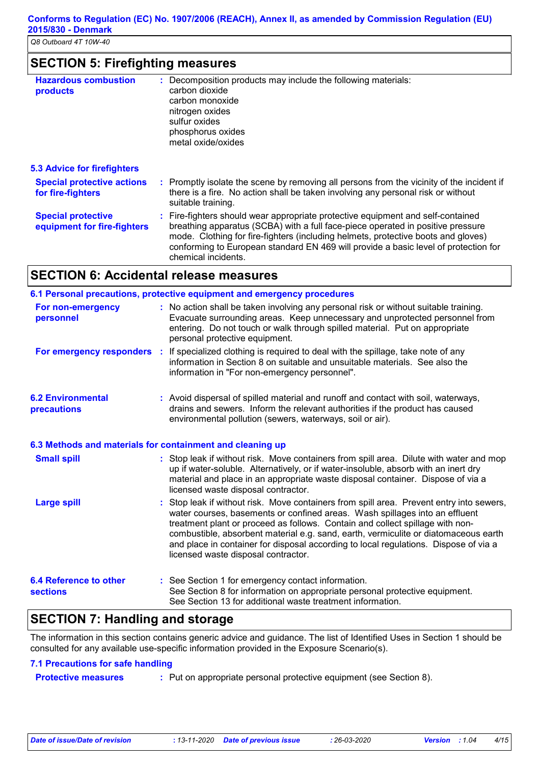## SECTION 5: Firefighting measures

| | |
|---|---|
| **Hazardous combustion products** | Decomposition products may include the following materials:<br>carbon dioxide<br>carbon monoxide<br>nitrogen oxides<br>sulfur oxides<br>phosphorus oxides<br>metal oxide/oxides |

### 5.3 Advice for firefighters

| | |
|---|---|
| **Special protective actions for fire-fighters** | Promptly isolate the scene by removing all persons from the vicinity of the incident if there is a fire. No action shall be taken involving any personal risk or without suitable training. |
| **Special protective equipment for fire-fighters** | Fire-fighters should wear appropriate protective equipment and self-contained breathing apparatus (SCBA) with a full face-piece operated in positive pressure mode. Clothing for fire-fighters (including helmets, protective boots and gloves) conforming to European standard EN 469 will provide a basic level of protection for chemical incidents. |

## SECTION 6: Accidental release measures

### 6.1 Personal precautions, protective equipment and emergency procedures

| | |
|---|---|
| **For non-emergency personnel** | No action shall be taken involving any personal risk or without suitable training. Evacuate surrounding areas. Keep unnecessary and unprotected personnel from entering. Do not touch or walk through spilled material. Put on appropriate personal protective equipment. |
| **For emergency responders** | If specialized clothing is required to deal with the spillage, take note of any information in Section 8 on suitable and unsuitable materials. See also the information in "For non-emergency personnel". |

| | |
|---|---|
| **6.2 Environmental precautions** | Avoid dispersal of spilled material and runoff and contact with soil, waterways, drains and sewers. Inform the relevant authorities if the product has caused environmental pollution (sewers, waterways, soil or air). |

### 6.3 Methods and materials for containment and cleaning up

| | |
|---|---|
| **Small spill** | Stop leak if without risk. Move containers from spill area. Dilute with water and mop up if water-soluble. Alternatively, or if water-insoluble, absorb with an inert dry material and place in an appropriate waste disposal container. Dispose of via a licensed waste disposal contractor. |
| **Large spill** | Stop leak if without risk. Move containers from spill area. Prevent entry into sewers, water courses, basements or confined areas. Wash spillages into an effluent treatment plant or proceed as follows. Contain and collect spillage with non-combustible, absorbent material e.g. sand, earth, vermiculite or diatomaceous earth and place in container for disposal according to local regulations. Dispose of via a licensed waste disposal contractor. |

| | |
|---|---|
| **6.4 Reference to other sections** | See Section 1 for emergency contact information.<br>See Section 8 for information on appropriate personal protective equipment.<br>See Section 13 for additional waste treatment information. |

## SECTION 7: Handling and storage

The information in this section contains generic advice and guidance. The list of Identified Uses in Section 1 should be consulted for any available use-specific information provided in the Exposure Scenario(s).

### 7.1 Precautions for safe handling

| | |
|---|---|
| **Protective measures** | Put on appropriate personal protective equipment (see Section 8). |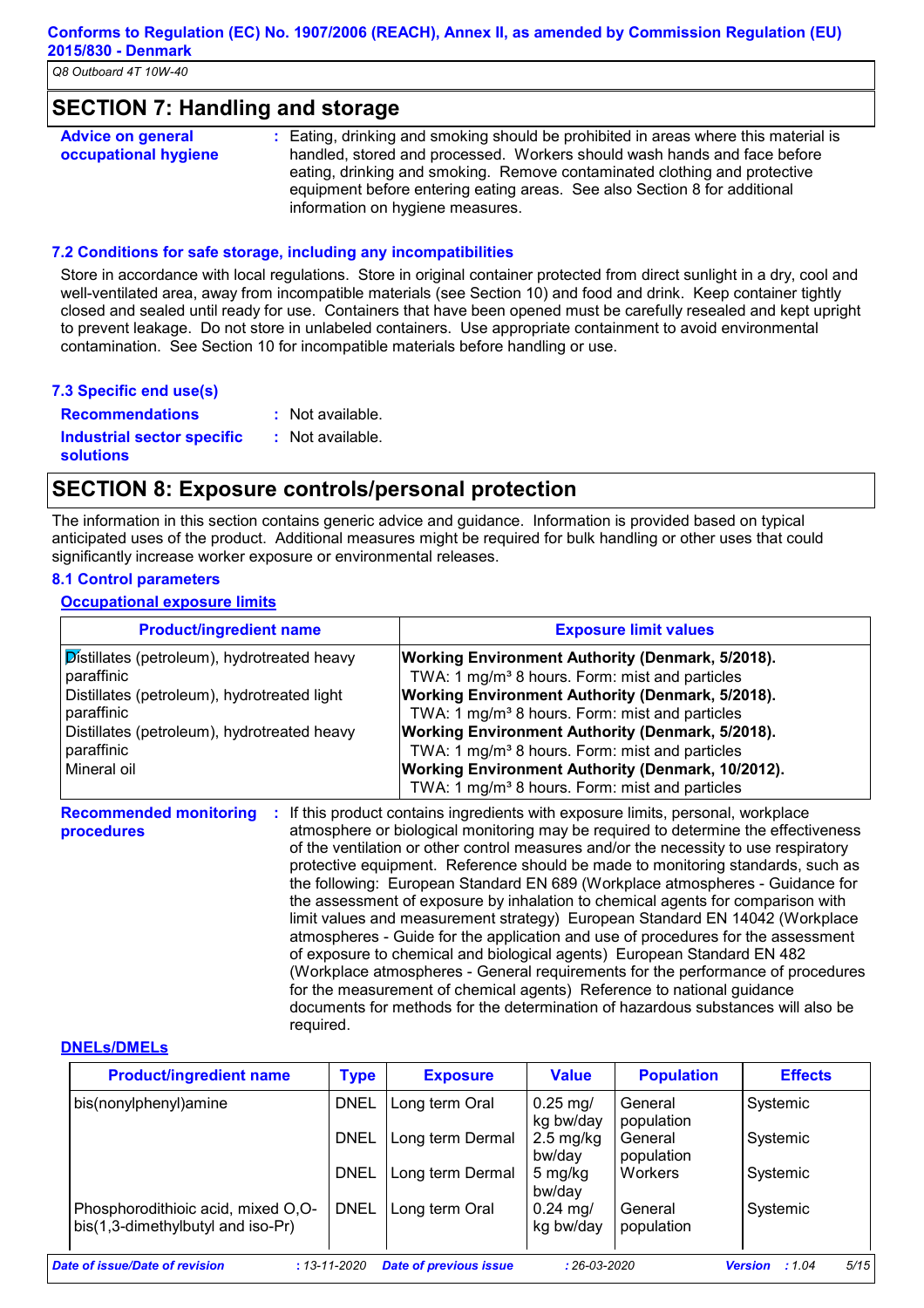## SECTION 7: Handling and storage

**Advice on general occupational hygiene** : Eating, drinking and smoking should be prohibited in areas where this material is handled, stored and processed. Workers should wash hands and face before eating, drinking and smoking. Remove contaminated clothing and protective equipment before entering eating areas. See also Section 8 for additional information on hygiene measures.

### 7.2 Conditions for safe storage, including any incompatibilities

Store in accordance with local regulations. Store in original container protected from direct sunlight in a dry, cool and well-ventilated area, away from incompatible materials (see Section 10) and food and drink. Keep container tightly closed and sealed until ready for use. Containers that have been opened must be carefully resealed and kept upright to prevent leakage. Do not store in unlabeled containers. Use appropriate containment to avoid environmental contamination. See Section 10 for incompatible materials before handling or use.

### 7.3 Specific end use(s)

**Recommendations** : Not available.

**Industrial sector specific solutions** : Not available.

## SECTION 8: Exposure controls/personal protection

The information in this section contains generic advice and guidance. Information is provided based on typical anticipated uses of the product. Additional measures might be required for bulk handling or other uses that could significantly increase worker exposure or environmental releases.

### 8.1 Control parameters

**Occupational exposure limits**

| Product/ingredient name | Exposure limit values |
|---|---|
| Distillates (petroleum), hydrotreated heavy paraffinic | **Working Environment Authority (Denmark, 5/2018).** TWA: 1 mg/m³ 8 hours. Form: mist and particles |
| Distillates (petroleum), hydrotreated light paraffinic | **Working Environment Authority (Denmark, 5/2018).** TWA: 1 mg/m³ 8 hours. Form: mist and particles |
| Distillates (petroleum), hydrotreated heavy paraffinic | **Working Environment Authority (Denmark, 5/2018).** TWA: 1 mg/m³ 8 hours. Form: mist and particles |
| Mineral oil | **Working Environment Authority (Denmark, 10/2012).** TWA: 1 mg/m³ 8 hours. Form: mist and particles |

**Recommended monitoring procedures** : If this product contains ingredients with exposure limits, personal, workplace atmosphere or biological monitoring may be required to determine the effectiveness of the ventilation or other control measures and/or the necessity to use respiratory protective equipment. Reference should be made to monitoring standards, such as the following: European Standard EN 689 (Workplace atmospheres - Guidance for the assessment of exposure by inhalation to chemical agents for comparison with limit values and measurement strategy) European Standard EN 14042 (Workplace atmospheres - Guide for the application and use of procedures for the assessment of exposure to chemical and biological agents) European Standard EN 482 (Workplace atmospheres - General requirements for the performance of procedures for the measurement of chemical agents) Reference to national guidance documents for methods for the determination of hazardous substances will also be required.

**DNELs/DMELs**

| Product/ingredient name | Type | Exposure | Value | Population | Effects |
|---|---|---|---|---|---|
| bis(nonylphenyl)amine | DNEL | Long term Oral | 0.25 mg/kg bw/day | General population | Systemic |
| | DNEL | Long term Dermal | 2.5 mg/kg bw/day | General population | Systemic |
| | DNEL | Long term Dermal | 5 mg/kg bw/day | Workers | Systemic |
| Phosphorodithioic acid, mixed O,O-bis(1,3-dimethylbutyl and iso-Pr) | DNEL | Long term Oral | 0.24 mg/kg bw/day | General population | Systemic |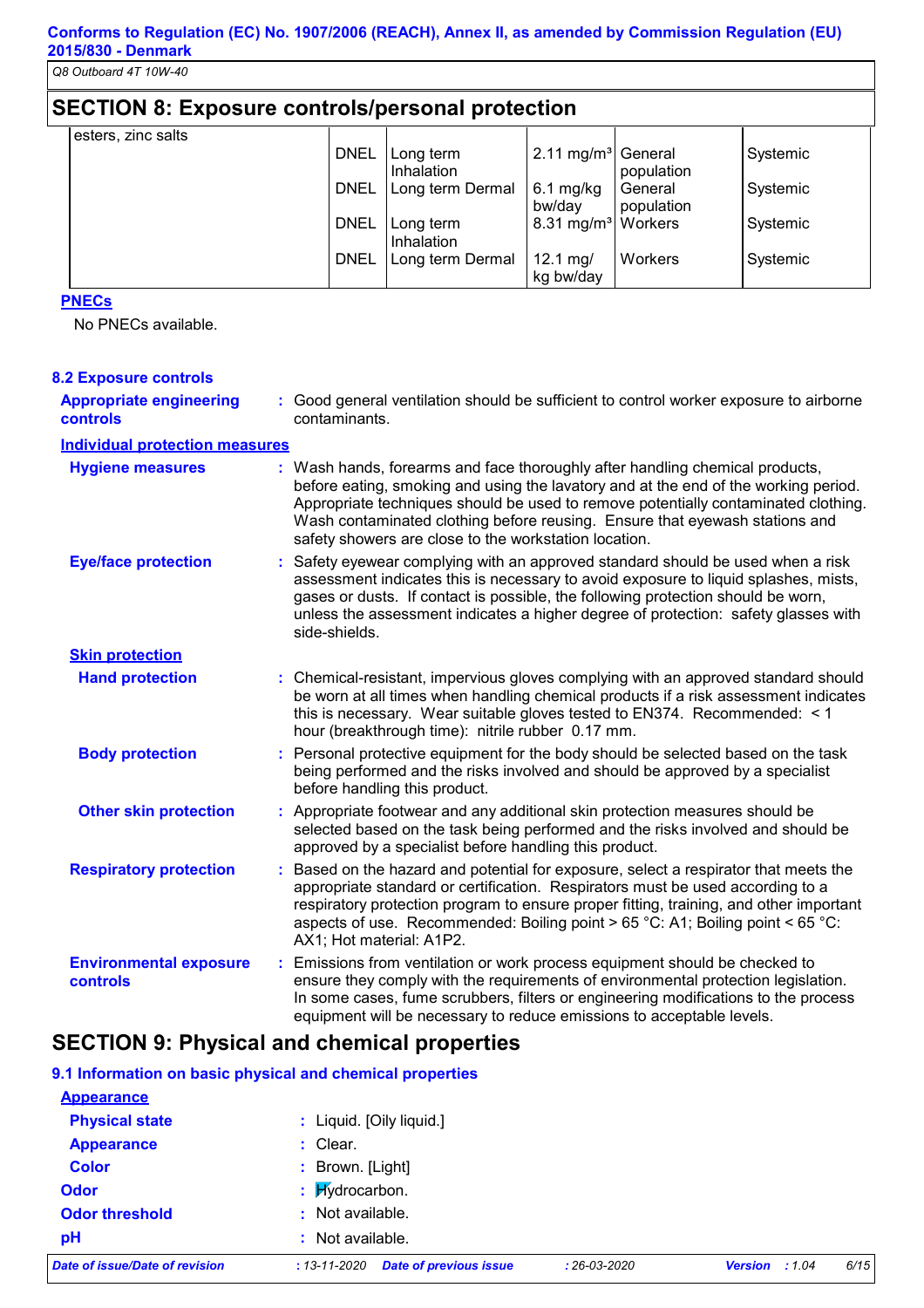## SECTION 8: Exposure controls/personal protection

| | | | | | |
|---|---|---|---|---|---|
| esters, zinc salts | DNEL | Long term Inhalation | 2.11 mg/m³ | General population | Systemic |
| | DNEL | Long term Dermal | 6.1 mg/kg bw/day | General population | Systemic |
| | DNEL | Long term Inhalation | 8.31 mg/m³ | Workers | Systemic |
| | DNEL | Long term Dermal | 12.1 mg/kg bw/day | Workers | Systemic |

**PNECs**

No PNECs available.

### 8.2 Exposure controls

**Appropriate engineering controls** : Good general ventilation should be sufficient to control worker exposure to airborne contaminants.

**Individual protection measures**

**Hygiene measures** : Wash hands, forearms and face thoroughly after handling chemical products, before eating, smoking and using the lavatory and at the end of the working period. Appropriate techniques should be used to remove potentially contaminated clothing. Wash contaminated clothing before reusing. Ensure that eyewash stations and safety showers are close to the workstation location.

**Eye/face protection** : Safety eyewear complying with an approved standard should be used when a risk assessment indicates this is necessary to avoid exposure to liquid splashes, mists, gases or dusts. If contact is possible, the following protection should be worn, unless the assessment indicates a higher degree of protection: safety glasses with side-shields.

**Skin protection**

**Hand protection** : Chemical-resistant, impervious gloves complying with an approved standard should be worn at all times when handling chemical products if a risk assessment indicates this is necessary. Wear suitable gloves tested to EN374. Recommended: < 1 hour (breakthrough time): nitrile rubber 0.17 mm.

**Body protection** : Personal protective equipment for the body should be selected based on the task being performed and the risks involved and should be approved by a specialist before handling this product.

**Other skin protection** : Appropriate footwear and any additional skin protection measures should be selected based on the task being performed and the risks involved and should be approved by a specialist before handling this product.

**Respiratory protection** : Based on the hazard and potential for exposure, select a respirator that meets the appropriate standard or certification. Respirators must be used according to a respiratory protection program to ensure proper fitting, training, and other important aspects of use. Recommended: Boiling point > 65 °C: A1; Boiling point < 65 °C: AX1; Hot material: A1P2.

**Environmental exposure controls** : Emissions from ventilation or work process equipment should be checked to ensure they comply with the requirements of environmental protection legislation. In some cases, fume scrubbers, filters or engineering modifications to the process equipment will be necessary to reduce emissions to acceptable levels.

## SECTION 9: Physical and chemical properties

### 9.1 Information on basic physical and chemical properties

**Appearance**

**Physical state** : Liquid. [Oily liquid.]

**Appearance** : Clear.

**Color** : Brown. [Light]

**Odor** : Hydrocarbon.

**Odor threshold** : Not available.

**pH** : Not available.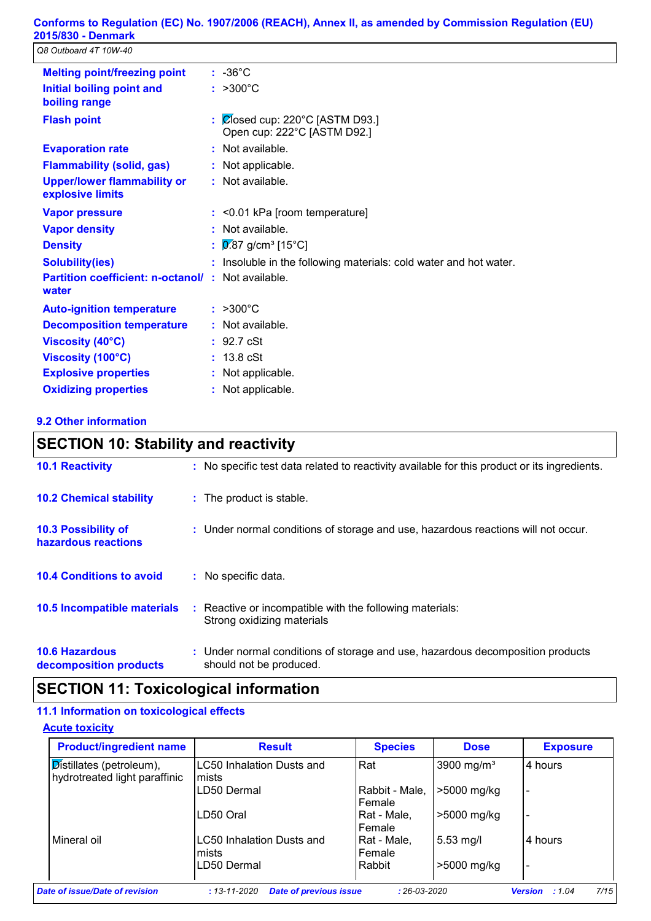| | |
|---|---|
| **Melting point/freezing point** | : -36°C |
| **Initial boiling point and boiling range** | : >300°C |
| **Flash point** | : Closed cup: 220°C [ASTM D93.]<br>Open cup: 222°C [ASTM D92.] |
| **Evaporation rate** | : Not available. |
| **Flammability (solid, gas)** | : Not applicable. |
| **Upper/lower flammability or explosive limits** | : Not available. |
| **Vapor pressure** | : <0.01 kPa [room temperature] |
| **Vapor density** | : Not available. |
| **Density** | : 0.87 g/cm³ [15°C] |
| **Solubility(ies)** | : Insoluble in the following materials: cold water and hot water. |
| **Partition coefficient: n-octanol/ water** | : Not available. |
| **Auto-ignition temperature** | : >300°C |
| **Decomposition temperature** | : Not available. |
| **Viscosity (40°C)** | : 92.7 cSt |
| **Viscosity (100°C)** | : 13.8 cSt |
| **Explosive properties** | : Not applicable. |
| **Oxidizing properties** | : Not applicable. |

### 9.2 Other information

## SECTION 10: Stability and reactivity

| | |
|---|---|
| **10.1 Reactivity** | : No specific test data related to reactivity available for this product or its ingredients. |
| **10.2 Chemical stability** | : The product is stable. |
| **10.3 Possibility of hazardous reactions** | : Under normal conditions of storage and use, hazardous reactions will not occur. |
| **10.4 Conditions to avoid** | : No specific data. |
| **10.5 Incompatible materials** | : Reactive or incompatible with the following materials:<br>Strong oxidizing materials |
| **10.6 Hazardous decomposition products** | : Under normal conditions of storage and use, hazardous decomposition products should not be produced. |

## SECTION 11: Toxicological information

### 11.1 Information on toxicological effects

**Acute toxicity**

| Product/ingredient name | Result | Species | Dose | Exposure |
|---|---|---|---|---|
| Distillates (petroleum), hydrotreated light paraffinic | LC50 Inhalation Dusts and mists | Rat | 3900 mg/m³ | 4 hours |
| | LD50 Dermal | Rabbit - Male, Female | >5000 mg/kg | - |
| | LD50 Oral | Rat - Male, Female | >5000 mg/kg | - |
| Mineral oil | LC50 Inhalation Dusts and mists | Rat - Male, Female | 5.53 mg/l | 4 hours |
| | LD50 Dermal | Rabbit | >5000 mg/kg | - |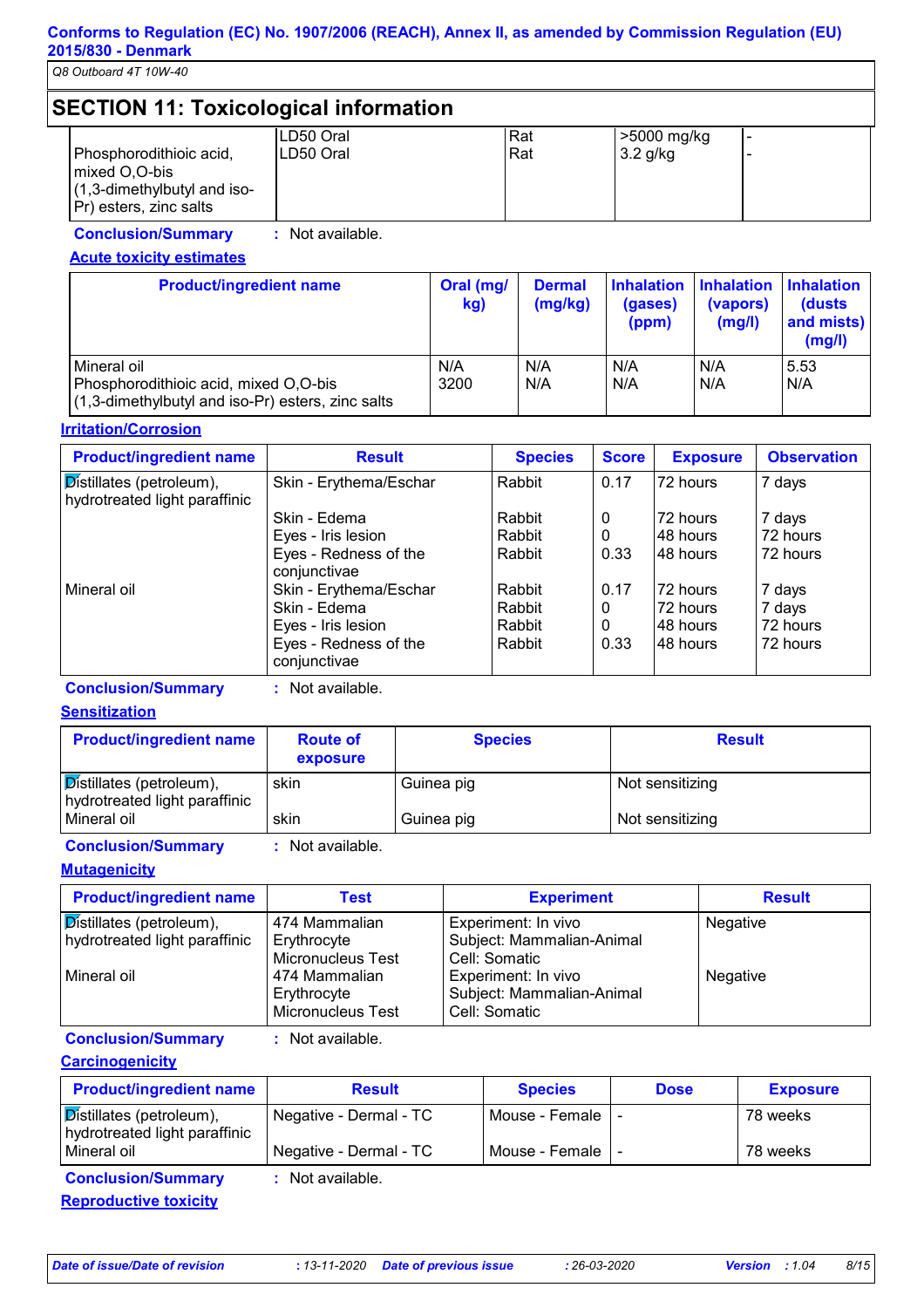## SECTION 11: Toxicological information

| | | | | |
|---|---|---|---|---|
| Phosphorodithioic acid, mixed O,O-bis (1,3-dimethylbutyl and iso-Pr) esters, zinc salts | LD50 Oral | Rat | >5000 mg/kg | - |
| | LD50 Oral | Rat | 3.2 g/kg | - |

**Conclusion/Summary** : Not available.

**Acute toxicity estimates**

| Product/ingredient name | Oral (mg/kg) | Dermal (mg/kg) | Inhalation (gases) (ppm) | Inhalation (vapors) (mg/l) | Inhalation (dusts and mists) (mg/l) |
|---|---|---|---|---|---|
| Mineral oil | N/A | N/A | N/A | N/A | 5.53 |
| Phosphorodithioic acid, mixed O,O-bis (1,3-dimethylbutyl and iso-Pr) esters, zinc salts | 3200 | N/A | N/A | N/A | N/A |

**Irritation/Corrosion**

| Product/ingredient name | Result | Species | Score | Exposure | Observation |
|---|---|---|---|---|---|
| Distillates (petroleum), hydrotreated light paraffinic | Skin - Erythema/Eschar | Rabbit | 0.17 | 72 hours | 7 days |
| | Skin - Edema | Rabbit | 0 | 72 hours | 7 days |
| | Eyes - Iris lesion | Rabbit | 0 | 48 hours | 72 hours |
| | Eyes - Redness of the conjunctivae | Rabbit | 0.33 | 48 hours | 72 hours |
| Mineral oil | Skin - Erythema/Eschar | Rabbit | 0.17 | 72 hours | 7 days |
| | Skin - Edema | Rabbit | 0 | 72 hours | 7 days |
| | Eyes - Iris lesion | Rabbit | 0 | 48 hours | 72 hours |
| | Eyes - Redness of the conjunctivae | Rabbit | 0.33 | 48 hours | 72 hours |

**Conclusion/Summary** : Not available.

**Sensitization**

| Product/ingredient name | Route of exposure | Species | Result |
|---|---|---|---|
| Distillates (petroleum), hydrotreated light paraffinic | skin | Guinea pig | Not sensitizing |
| Mineral oil | skin | Guinea pig | Not sensitizing |

**Conclusion/Summary** : Not available.

**Mutagenicity**

| Product/ingredient name | Test | Experiment | Result |
|---|---|---|---|
| Distillates (petroleum), hydrotreated light paraffinic | 474 Mammalian Erythrocyte Micronucleus Test | Experiment: In vivo Subject: Mammalian-Animal Cell: Somatic | Negative |
| Mineral oil | 474 Mammalian Erythrocyte Micronucleus Test | Experiment: In vivo Subject: Mammalian-Animal Cell: Somatic | Negative |

**Conclusion/Summary** : Not available.

**Carcinogenicity**

| Product/ingredient name | Result | Species | Dose | Exposure |
|---|---|---|---|---|
| Distillates (petroleum), hydrotreated light paraffinic | Negative - Dermal - TC | Mouse - Female | - | 78 weeks |
| Mineral oil | Negative - Dermal - TC | Mouse - Female | - | 78 weeks |

**Conclusion/Summary** : Not available.

**Reproductive toxicity**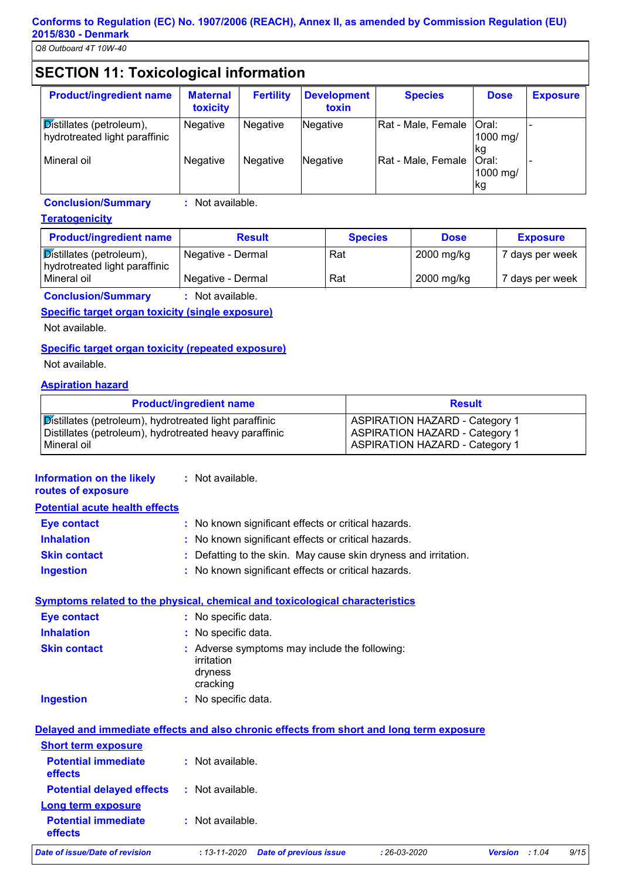## SECTION 11: Toxicological information

| Product/ingredient name | Maternal toxicity | Fertility | Development toxin | Species | Dose | Exposure |
|---|---|---|---|---|---|---|
| Distillates (petroleum), hydrotreated light paraffinic | Negative | Negative | Negative | Rat - Male, Female | Oral: 1000 mg/kg | - |
| Mineral oil | Negative | Negative | Negative | Rat - Male, Female | Oral: 1000 mg/kg | - |

**Conclusion/Summary** : Not available.

**Teratogenicity**

| Product/ingredient name | Result | Species | Dose | Exposure |
|---|---|---|---|---|
| Distillates (petroleum), hydrotreated light paraffinic | Negative - Dermal | Rat | 2000 mg/kg | 7 days per week |
| Mineral oil | Negative - Dermal | Rat | 2000 mg/kg | 7 days per week |

**Conclusion/Summary** : Not available.

**Specific target organ toxicity (single exposure)**

Not available.

**Specific target organ toxicity (repeated exposure)**

Not available.

**Aspiration hazard**

| Product/ingredient name | Result |
|---|---|
| Distillates (petroleum), hydrotreated light paraffinic | ASPIRATION HAZARD - Category 1 |
| Distillates (petroleum), hydrotreated heavy paraffinic | ASPIRATION HAZARD - Category 1 |
| Mineral oil | ASPIRATION HAZARD - Category 1 |

**Information on the likely routes of exposure** : Not available.

**Potential acute health effects**

**Eye contact** : No known significant effects or critical hazards.

**Inhalation** : No known significant effects or critical hazards.

**Skin contact** : Defatting to the skin. May cause skin dryness and irritation.

**Ingestion** : No known significant effects or critical hazards.

**Symptoms related to the physical, chemical and toxicological characteristics**

**Eye contact** : No specific data.

**Inhalation** : No specific data.

**Skin contact** : Adverse symptoms may include the following:
irritation
dryness
cracking

**Ingestion** : No specific data.

**Delayed and immediate effects and also chronic effects from short and long term exposure**

**Short term exposure**

**Potential immediate effects** : Not available.

**Potential delayed effects** : Not available.

**Long term exposure**

**Potential immediate effects** : Not available.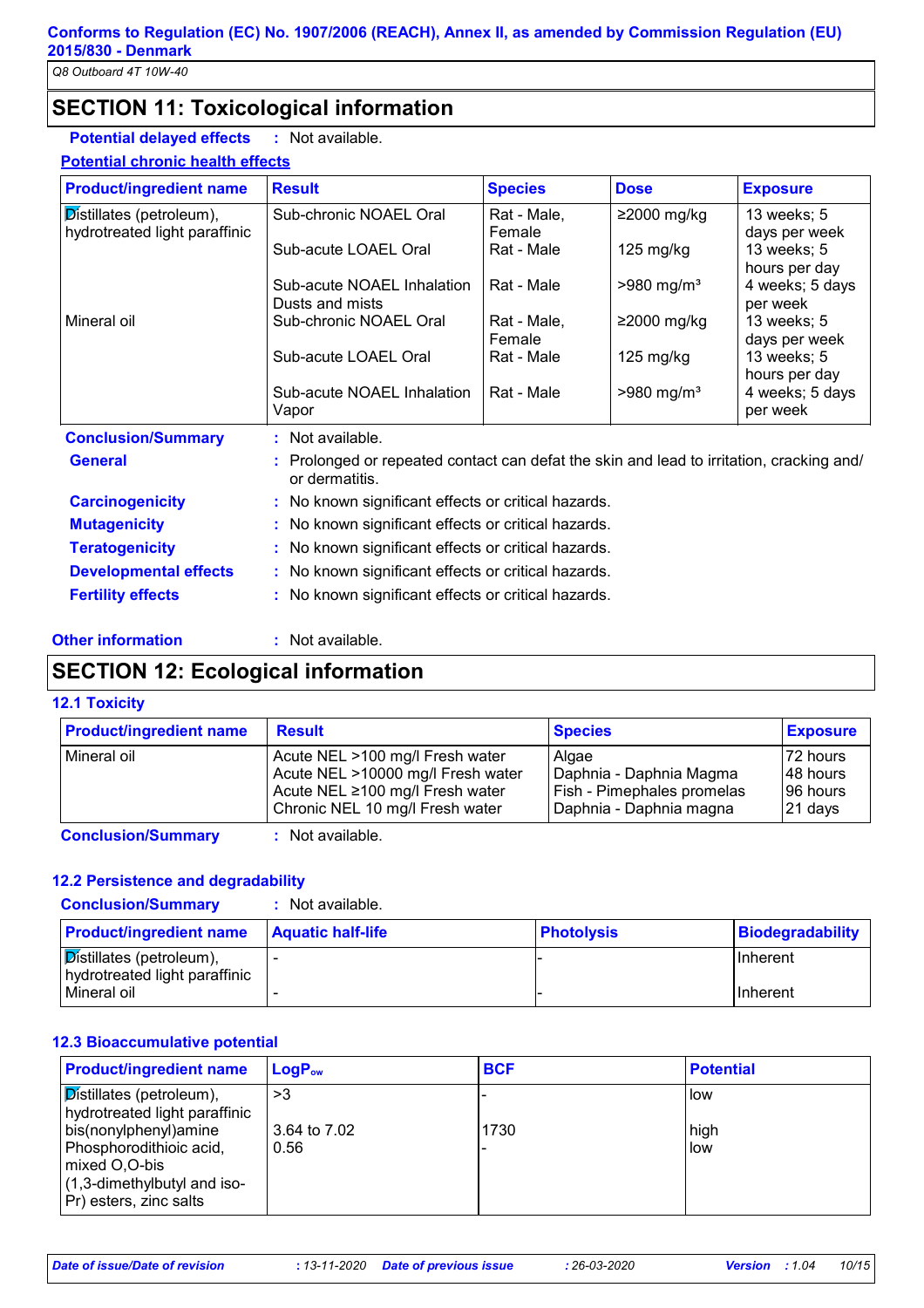## SECTION 11: Toxicological information

**Potential delayed effects** : Not available.

**Potential chronic health effects**

| Product/ingredient name | Result | Species | Dose | Exposure |
|---|---|---|---|---|
| Distillates (petroleum), hydrotreated light paraffinic | Sub-chronic NOAEL Oral | Rat - Male, Female | ≥2000 mg/kg | 13 weeks; 5 days per week |
| | Sub-acute LOAEL Oral | Rat - Male | 125 mg/kg | 13 weeks; 5 hours per day |
| | Sub-acute NOAEL Inhalation Dusts and mists | Rat - Male | >980 mg/m³ | 4 weeks; 5 days per week |
| Mineral oil | Sub-chronic NOAEL Oral | Rat - Male, Female | ≥2000 mg/kg | 13 weeks; 5 days per week |
| | Sub-acute LOAEL Oral | Rat - Male | 125 mg/kg | 13 weeks; 5 hours per day |
| | Sub-acute NOAEL Inhalation Vapor | Rat - Male | >980 mg/m³ | 4 weeks; 5 days per week |

**Conclusion/Summary** : Not available.

**General** : Prolonged or repeated contact can defat the skin and lead to irritation, cracking and/or dermatitis.

**Carcinogenicity** : No known significant effects or critical hazards.

**Mutagenicity** : No known significant effects or critical hazards.

**Teratogenicity** : No known significant effects or critical hazards.

**Developmental effects** : No known significant effects or critical hazards.

**Fertility effects** : No known significant effects or critical hazards.

**Other information** : Not available.

## SECTION 12: Ecological information

### 12.1 Toxicity

| Product/ingredient name | Result | Species | Exposure |
|---|---|---|---|
| Mineral oil | Acute NEL >100 mg/l Fresh water | Algae | 72 hours |
| | Acute NEL >10000 mg/l Fresh water | Daphnia - Daphnia Magma | 48 hours |
| | Acute NEL ≥100 mg/l Fresh water | Fish - Pimephales promelas | 96 hours |
| | Chronic NEL 10 mg/l Fresh water | Daphnia - Daphnia magna | 21 days |

**Conclusion/Summary** : Not available.

### 12.2 Persistence and degradability

**Conclusion/Summary** : Not available.

| Product/ingredient name | Aquatic half-life | Photolysis | Biodegradability |
|---|---|---|---|
| Distillates (petroleum), hydrotreated light paraffinic | - | - | Inherent |
| Mineral oil | - | - | Inherent |

### 12.3 Bioaccumulative potential

| Product/ingredient name | $LogP_{ow}$ | BCF | Potential |
|---|---|---|---|
| Distillates (petroleum), hydrotreated light paraffinic | >3 | - | low |
| bis(nonylphenyl)amine | 3.64 to 7.02 | 1730 | high |
| Phosphorodithioic acid, mixed O,O-bis (1,3-dimethylbutyl and iso-Pr) esters, zinc salts | 0.56 | - | low |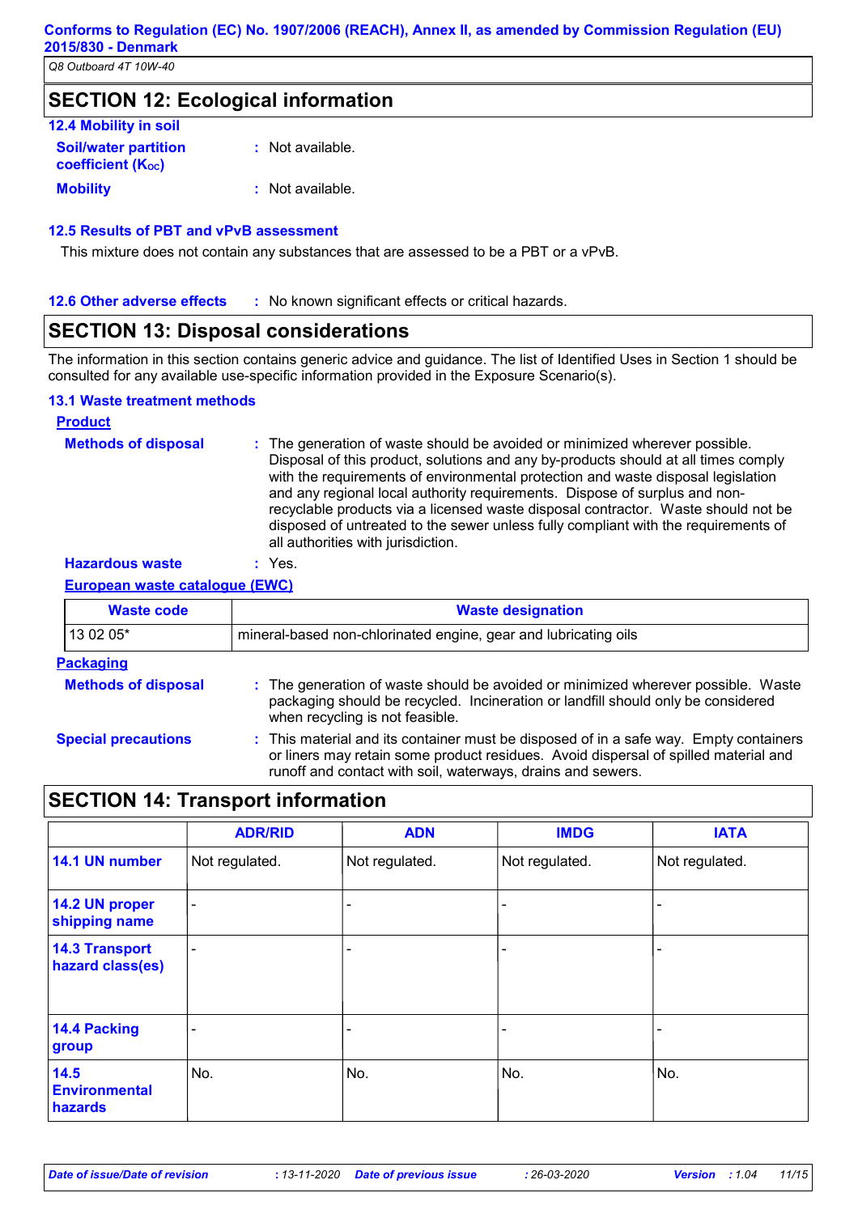## SECTION 12: Ecological information

### 12.4 Mobility in soil

**Soil/water partition coefficient ($K_{OC}$)** : Not available.

**Mobility** : Not available.

### 12.5 Results of PBT and vPvB assessment

This mixture does not contain any substances that are assessed to be a PBT or a vPvB.

### 12.6 Other adverse effects

: No known significant effects or critical hazards.

## SECTION 13: Disposal considerations

The information in this section contains generic advice and guidance. The list of Identified Uses in Section 1 should be consulted for any available use-specific information provided in the Exposure Scenario(s).

### 13.1 Waste treatment methods

**Product**

**Methods of disposal** : The generation of waste should be avoided or minimized wherever possible. Disposal of this product, solutions and any by-products should at all times comply with the requirements of environmental protection and waste disposal legislation and any regional local authority requirements. Dispose of surplus and non-recyclable products via a licensed waste disposal contractor. Waste should not be disposed of untreated to the sewer unless fully compliant with the requirements of all authorities with jurisdiction.

**Hazardous waste** : Yes.

**European waste catalogue (EWC)**

| Waste code | Waste designation |
|---|---|
| 13 02 05* | mineral-based non-chlorinated engine, gear and lubricating oils |

**Packaging**

**Methods of disposal** : The generation of waste should be avoided or minimized wherever possible. Waste packaging should be recycled. Incineration or landfill should only be considered when recycling is not feasible.

**Special precautions** : This material and its container must be disposed of in a safe way. Empty containers or liners may retain some product residues. Avoid dispersal of spilled material and runoff and contact with soil, waterways, drains and sewers.

## SECTION 14: Transport information

| | ADR/RID | ADN | IMDG | IATA |
|---|---|---|---|---|
| **14.1 UN number** | Not regulated. | Not regulated. | Not regulated. | Not regulated. |
| **14.2 UN proper shipping name** | - | - | - | - |
| **14.3 Transport hazard class(es)** | - | - | - | - |
| **14.4 Packing group** | - | - | - | - |
| **14.5 Environmental hazards** | No. | No. | No. | No. |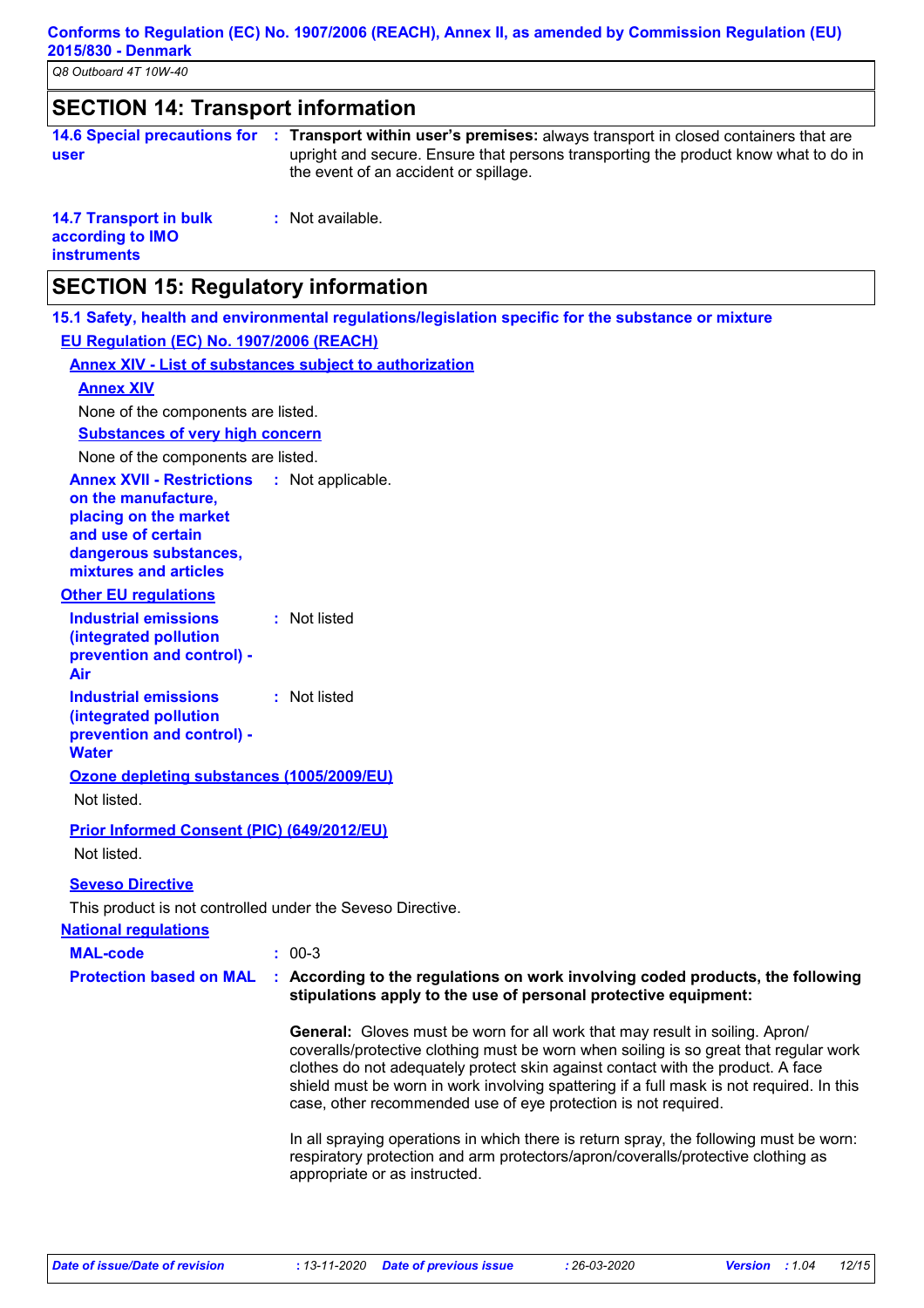## SECTION 14: Transport information

**14.6 Special precautions for user** : **Transport within user's premises:** always transport in closed containers that are upright and secure. Ensure that persons transporting the product know what to do in the event of an accident or spillage.

**14.7 Transport in bulk according to IMO instruments** : Not available.

## SECTION 15: Regulatory information

### 15.1 Safety, health and environmental regulations/legislation specific for the substance or mixture

**EU Regulation (EC) No. 1907/2006 (REACH)**

**Annex XIV - List of substances subject to authorization**

**Annex XIV**

None of the components are listed.

**Substances of very high concern**

None of the components are listed.

**Annex XVII - Restrictions on the manufacture, placing on the market and use of certain dangerous substances, mixtures and articles** : Not applicable.

**Other EU regulations**

**Industrial emissions (integrated pollution prevention and control) - Air** : Not listed

**Industrial emissions (integrated pollution prevention and control) - Water** : Not listed

**Ozone depleting substances (1005/2009/EU)**

Not listed.

**Prior Informed Consent (PIC) (649/2012/EU)**

Not listed.

**Seveso Directive**

This product is not controlled under the Seveso Directive.

**National regulations**

**MAL-code** : 00-3

**Protection based on MAL** : **According to the regulations on work involving coded products, the following stipulations apply to the use of personal protective equipment:**

**General:** Gloves must be worn for all work that may result in soiling. Apron/ coveralls/protective clothing must be worn when soiling is so great that regular work clothes do not adequately protect skin against contact with the product. A face shield must be worn in work involving spattering if a full mask is not required. In this case, other recommended use of eye protection is not required.

In all spraying operations in which there is return spray, the following must be worn: respiratory protection and arm protectors/apron/coveralls/protective clothing as appropriate or as instructed.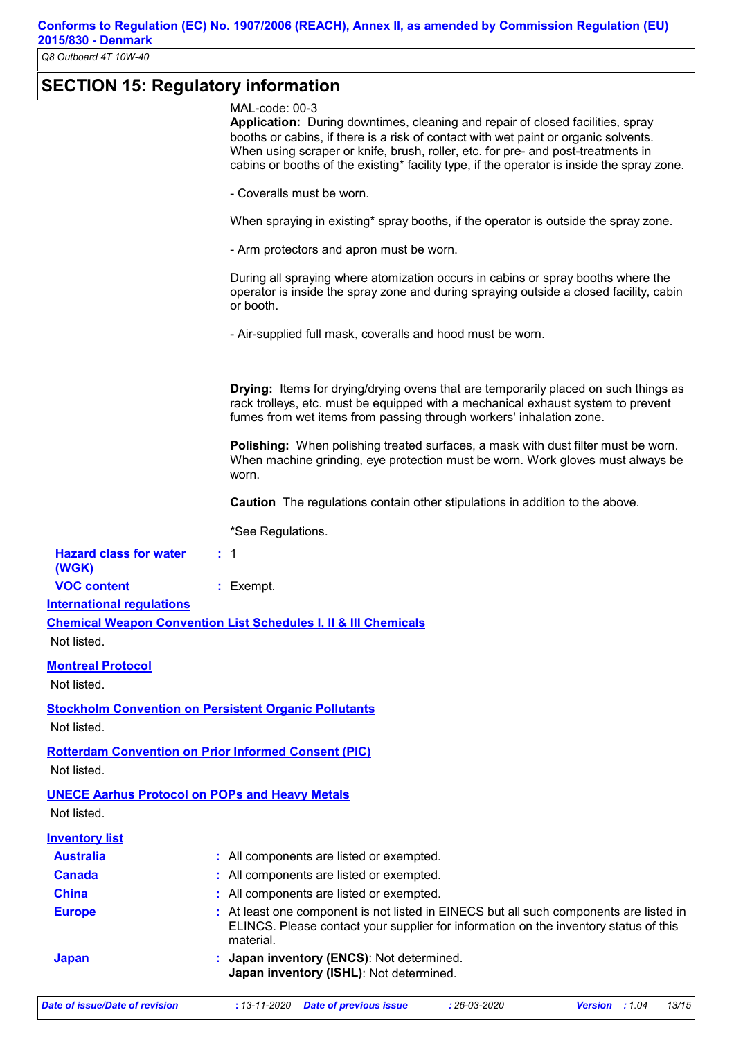## SECTION 15: Regulatory information

MAL-code: 00-3

**Application:** During downtimes, cleaning and repair of closed facilities, spray booths or cabins, if there is a risk of contact with wet paint or organic solvents. When using scraper or knife, brush, roller, etc. for pre- and post-treatments in cabins or booths of the existing* facility type, if the operator is inside the spray zone.

- Coveralls must be worn.

When spraying in existing* spray booths, if the operator is outside the spray zone.

- Arm protectors and apron must be worn.

During all spraying where atomization occurs in cabins or spray booths where the operator is inside the spray zone and during spraying outside a closed facility, cabin or booth.

- Air-supplied full mask, coveralls and hood must be worn.

**Drying:** Items for drying/drying ovens that are temporarily placed on such things as rack trolleys, etc. must be equipped with a mechanical exhaust system to prevent fumes from wet items from passing through workers' inhalation zone.

**Polishing:** When polishing treated surfaces, a mask with dust filter must be worn. When machine grinding, eye protection must be worn. Work gloves must always be worn.

**Caution** The regulations contain other stipulations in addition to the above.

*See Regulations.

**Hazard class for water (WGK)** : 1

**VOC content** : Exempt.

**International regulations**

**Chemical Weapon Convention List Schedules I, II & III Chemicals**

Not listed.

**Montreal Protocol**

Not listed.

**Stockholm Convention on Persistent Organic Pollutants**

Not listed.

**Rotterdam Convention on Prior Informed Consent (PIC)**

Not listed.

**UNECE Aarhus Protocol on POPs and Heavy Metals**

Not listed.

**Inventory list**

| | |
|---|---|
| **Australia** | : All components are listed or exempted. |
| **Canada** | : All components are listed or exempted. |
| **China** | : All components are listed or exempted. |
| **Europe** | : At least one component is not listed in EINECS but all such components are listed in ELINCS. Please contact your supplier for information on the inventory status of this material. |
| **Japan** | : **Japan inventory (ENCS)**: Not determined. **Japan inventory (ISHL)**: Not determined. |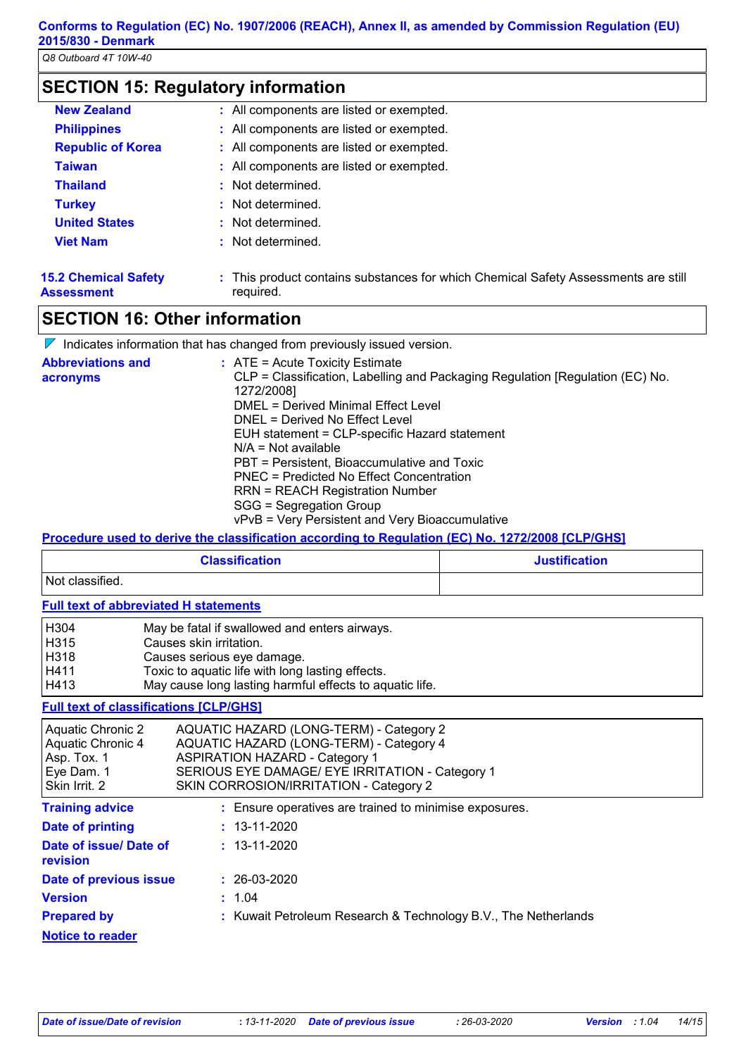## SECTION 15: Regulatory information

| | |
|---|---|
| **New Zealand** | : All components are listed or exempted. |
| **Philippines** | : All components are listed or exempted. |
| **Republic of Korea** | : All components are listed or exempted. |
| **Taiwan** | : All components are listed or exempted. |
| **Thailand** | : Not determined. |
| **Turkey** | : Not determined. |
| **United States** | : Not determined. |
| **Viet Nam** | : Not determined. |

**15.2 Chemical Safety Assessment** : This product contains substances for which Chemical Safety Assessments are still required.

## SECTION 16: Other information

Indicates information that has changed from previously issued version.

**Abbreviations and acronyms** :
ATE = Acute Toxicity Estimate
CLP = Classification, Labelling and Packaging Regulation [Regulation (EC) No. 1272/2008]
DMEL = Derived Minimal Effect Level
DNEL = Derived No Effect Level
EUH statement = CLP-specific Hazard statement
N/A = Not available
PBT = Persistent, Bioaccumulative and Toxic
PNEC = Predicted No Effect Concentration
RRN = REACH Registration Number
SGG = Segregation Group
vPvB = Very Persistent and Very Bioaccumulative

**Procedure used to derive the classification according to Regulation (EC) No. 1272/2008 [CLP/GHS]**

| Classification | Justification |
|---|---|
| Not classified. | |

**Full text of abbreviated H statements**

| | |
|---|---|
| H304 | May be fatal if swallowed and enters airways. |
| H315 | Causes skin irritation. |
| H318 | Causes serious eye damage. |
| H411 | Toxic to aquatic life with long lasting effects. |
| H413 | May cause long lasting harmful effects to aquatic life. |

**Full text of classifications [CLP/GHS]**

| | |
|---|---|
| Aquatic Chronic 2 | AQUATIC HAZARD (LONG-TERM) - Category 2 |
| Aquatic Chronic 4 | AQUATIC HAZARD (LONG-TERM) - Category 4 |
| Asp. Tox. 1 | ASPIRATION HAZARD - Category 1 |
| Eye Dam. 1 | SERIOUS EYE DAMAGE/ EYE IRRITATION - Category 1 |
| Skin Irrit. 2 | SKIN CORROSION/IRRITATION - Category 2 |

| | |
|---|---|
| **Training advice** | : Ensure operatives are trained to minimise exposures. |
| **Date of printing** | : 13-11-2020 |
| **Date of issue/ Date of revision** | : 13-11-2020 |
| **Date of previous issue** | : 26-03-2020 |
| **Version** | : 1.04 |
| **Prepared by** | : Kuwait Petroleum Research & Technology B.V., The Netherlands |

**Notice to reader**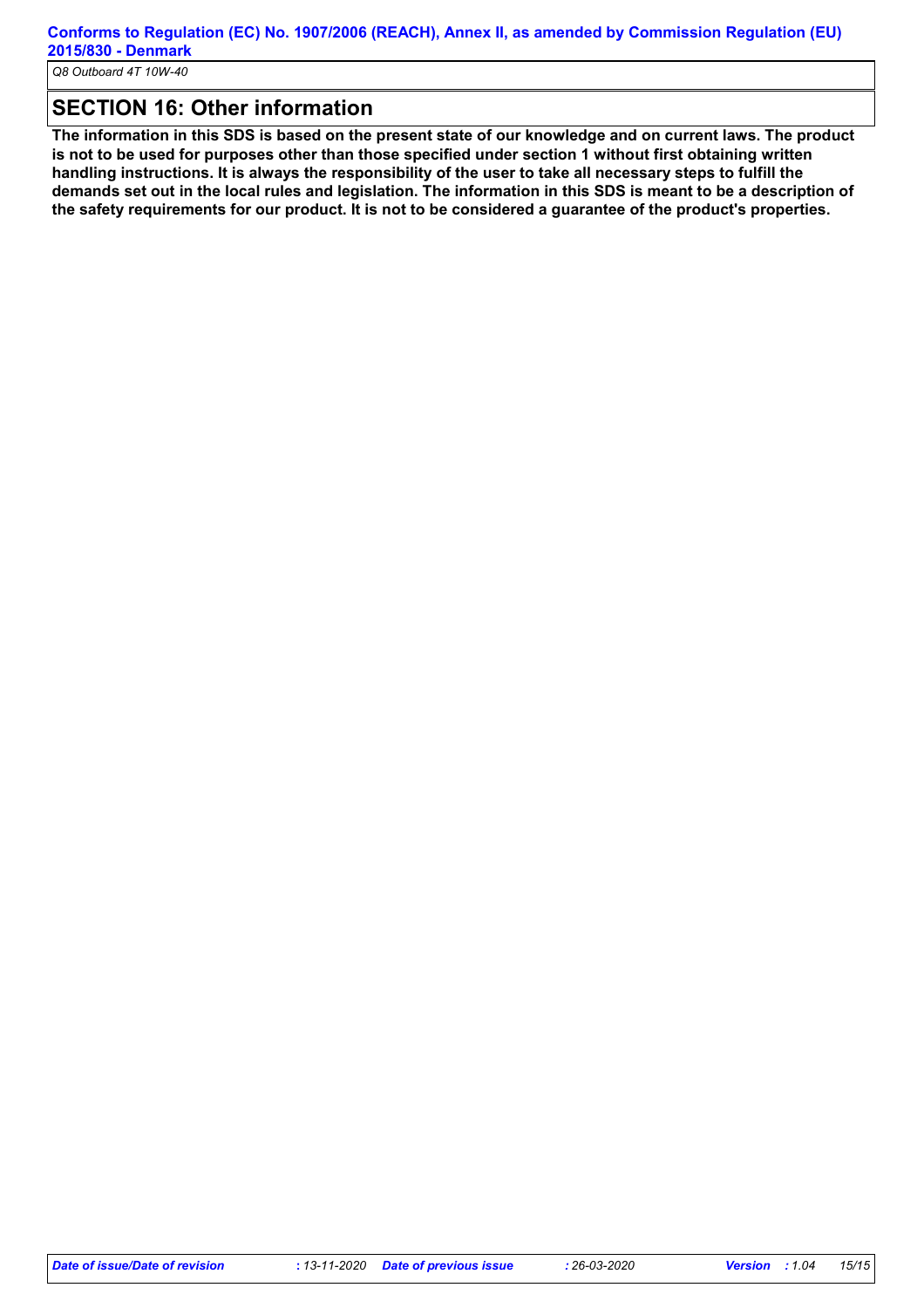## SECTION 16: Other information

**The information in this SDS is based on the present state of our knowledge and on current laws. The product is not to be used for purposes other than those specified under section 1 without first obtaining written handling instructions. It is always the responsibility of the user to take all necessary steps to fulfill the demands set out in the local rules and legislation. The information in this SDS is meant to be a description of the safety requirements for our product. It is not to be considered a guarantee of the product's properties.**